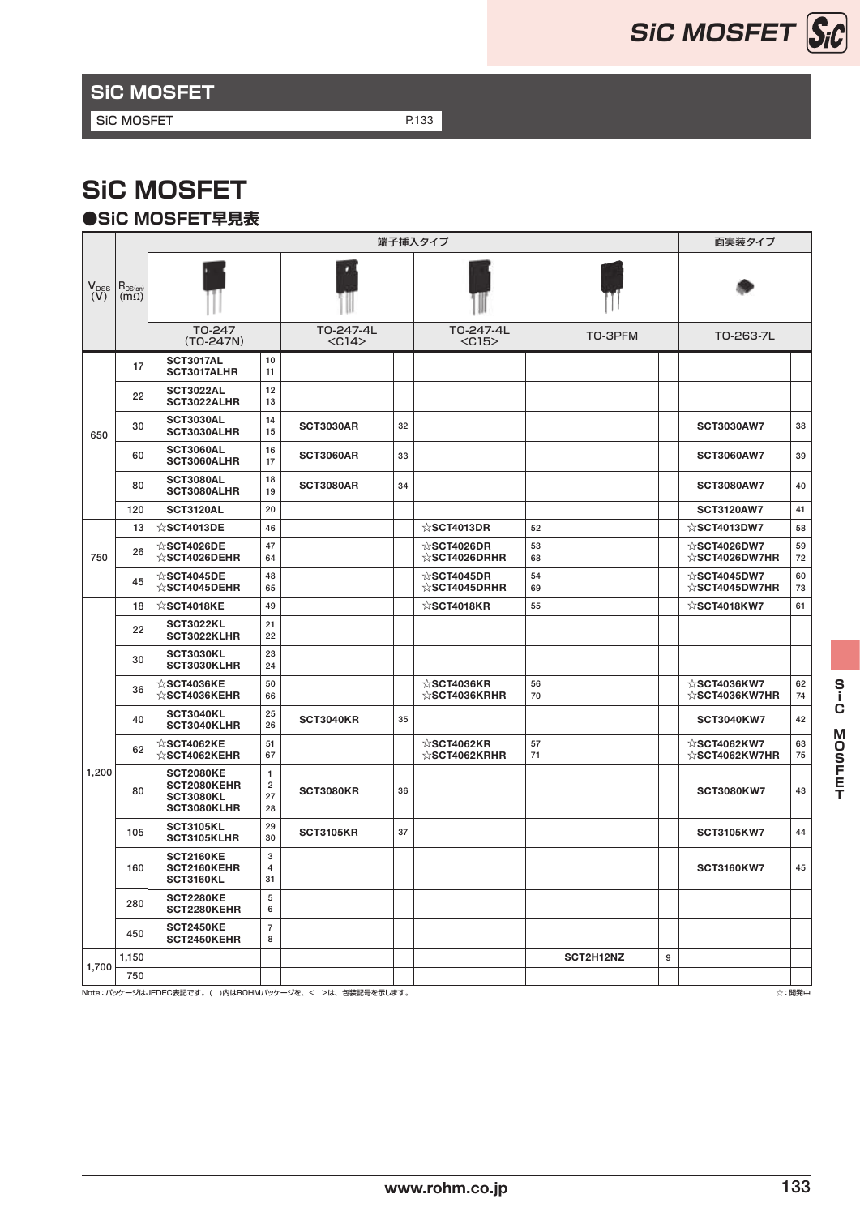## SiC MOSFET

SiC MOSFET P.133

# SiC MOSFET

### ●SiC MOSFET早見表

| $V_{DSS}$ (V) | $R_{DS(on)}$ (mΩ) | 端子挿入タイプ | | | | | | | | 面実装タイプ | |
|---|---|---|---|---|---|---|---|---|---|---|---|
| | | TO-247 (TO-247N) | | TO-247-4L <C14> | | TO-247-4L <C15> | | TO-3PFM | | TO-263-7L | |
| 650 | 17 | SCT3017AL<br>SCT3017ALHR | 10<br>11 | | | | | | | | |
| | 22 | SCT3022AL<br>SCT3022ALHR | 12<br>13 | | | | | | | | |
| | 30 | SCT3030AL<br>SCT3030ALHR | 14<br>15 | SCT3030AR | 32 | | | | | SCT3030AW7 | 38 |
| | 60 | SCT3060AL<br>SCT3060ALHR | 16<br>17 | SCT3060AR | 33 | | | | | SCT3060AW7 | 39 |
| | 80 | SCT3080AL<br>SCT3080ALHR | 18<br>19 | SCT3080AR | 34 | | | | | SCT3080AW7 | 40 |
| | 120 | SCT3120AL | 20 | | | | | | | SCT3120AW7 | 41 |
| 750 | 13 | ☆SCT4013DE | 46 | | | ☆SCT4013DR | 52 | | | ☆SCT4013DW7 | 58 |
| | 26 | ☆SCT4026DE<br>☆SCT4026DEHR | 47<br>64 | | | ☆SCT4026DR<br>☆SCT4026DRHR | 53<br>68 | | | ☆SCT4026DW7<br>☆SCT4026DW7HR | 59<br>72 |
| | 45 | ☆SCT4045DE<br>☆SCT4045DEHR | 48<br>65 | | | ☆SCT4045DR<br>☆SCT4045DRHR | 54<br>69 | | | ☆SCT4045DW7<br>☆SCT4045DW7HR | 60<br>73 |
| 1,200 | 18 | ☆SCT4018KE | 49 | | | ☆SCT4018KR | 55 | | | ☆SCT4018KW7 | 61 |
| | 22 | SCT3022KL<br>SCT3022KLHR | 21<br>22 | | | | | | | | |
| | 30 | SCT3030KL<br>SCT3030KLHR | 23<br>24 | | | | | | | | |
| | 36 | ☆SCT4036KE<br>☆SCT4036KEHR | 50<br>66 | | | ☆SCT4036KR<br>☆SCT4036KRHR | 56<br>70 | | | ☆SCT4036KW7<br>☆SCT4036KW7HR | 62<br>74 |
| | 40 | SCT3040KL<br>SCT3040KLHR | 25<br>26 | SCT3040KR | 35 | | | | | SCT3040KW7 | 42 |
| | 62 | ☆SCT4062KE<br>☆SCT4062KEHR | 51<br>67 | | | ☆SCT4062KR<br>☆SCT4062KRHR | 57<br>71 | | | ☆SCT4062KW7<br>☆SCT4062KW7HR | 63<br>75 |
| | 80 | SCT2080KE<br>SCT2080KEHR<br>SCT3080KL<br>SCT3080KLHR | 1<br>2<br>27<br>28 | SCT3080KR | 36 | | | | | SCT3080KW7 | 43 |
| | 105 | SCT3105KL<br>SCT3105KLHR | 29<br>30 | SCT3105KR | 37 | | | | | SCT3105KW7 | 44 |
| | 160 | SCT2160KE<br>SCT2160KEHR<br>SCT3160KL | 3<br>4<br>31 | | | | | | | SCT3160KW7 | 45 |
| | 280 | SCT2280KE<br>SCT2280KEHR | 5<br>6 | | | | | | | | |
| | 450 | SCT2450KE<br>SCT2450KEHR | 7<br>8 | | | | | | | | |
| 1,700 | 1,150 | | | | | | | SCT2H12NZ | 9 | | |
| | 750 | | | | | | | | | | |

Note : パッケージはJEDEC表記です。(　)内はROHMパッケージを、<　>は、包装記号を示します。

☆：開発中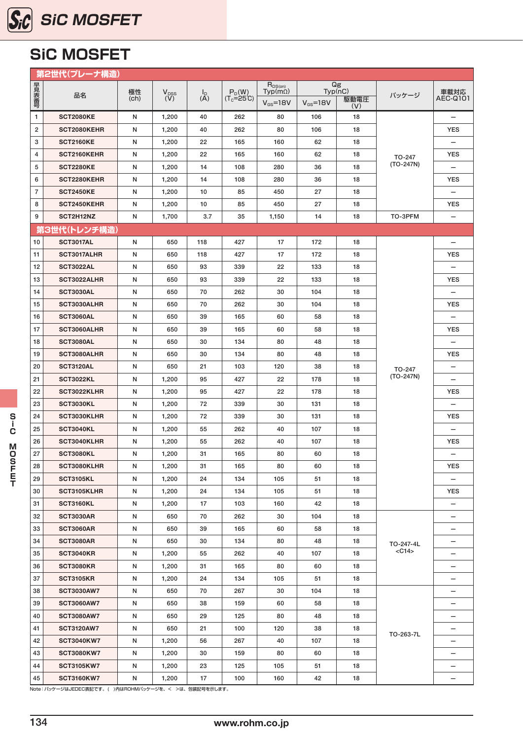# SiC MOSFET

| 早見表番号 | 品名 | 極性 (ch) | $V_{DSS}$ (V) | $I_D$ (A) | $P_D$(W) ($T_C$=25℃) | $R_{DS(on)}$ Typ(mΩ) | Qg Typ(nC) | | パッケージ | 車載対応 AEC-Q101 |
|---|---|---|---|---|---|---|---|---|---|---|
| | | | | | | $V_{GS}$=18V | $V_{GS}$=18V | 駆動電圧 (V) | | |
| **第2世代(プレーナ構造)** | | | | | | | | | | |
| 1 | SCT2080KE | N | 1,200 | 40 | 262 | 80 | 106 | 18 | TO-247 (TO-247N) | – |
| 2 | SCT2080KEHR | N | 1,200 | 40 | 262 | 80 | 106 | 18 | TO-247 (TO-247N) | YES |
| 3 | SCT2160KE | N | 1,200 | 22 | 165 | 160 | 62 | 18 | TO-247 (TO-247N) | – |
| 4 | SCT2160KEHR | N | 1,200 | 22 | 165 | 160 | 62 | 18 | TO-247 (TO-247N) | YES |
| 5 | SCT2280KE | N | 1,200 | 14 | 108 | 280 | 36 | 18 | TO-247 (TO-247N) | – |
| 6 | SCT2280KEHR | N | 1,200 | 14 | 108 | 280 | 36 | 18 | TO-247 (TO-247N) | YES |
| 7 | SCT2450KE | N | 1,200 | 10 | 85 | 450 | 27 | 18 | TO-247 (TO-247N) | – |
| 8 | SCT2450KEHR | N | 1,200 | 10 | 85 | 450 | 27 | 18 | TO-247 (TO-247N) | YES |
| 9 | SCT2H12NZ | N | 1,700 | 3.7 | 35 | 1,150 | 14 | 18 | TO-3PFM | – |
| **第3世代(トレンチ構造)** | | | | | | | | | | |
| 10 | SCT3017AL | N | 650 | 118 | 427 | 17 | 172 | 18 | TO-247 (TO-247N) | – |
| 11 | SCT3017ALHR | N | 650 | 118 | 427 | 17 | 172 | 18 | TO-247 (TO-247N) | YES |
| 12 | SCT3022AL | N | 650 | 93 | 339 | 22 | 133 | 18 | TO-247 (TO-247N) | – |
| 13 | SCT3022ALHR | N | 650 | 93 | 339 | 22 | 133 | 18 | TO-247 (TO-247N) | YES |
| 14 | SCT3030AL | N | 650 | 70 | 262 | 30 | 104 | 18 | TO-247 (TO-247N) | – |
| 15 | SCT3030ALHR | N | 650 | 70 | 262 | 30 | 104 | 18 | TO-247 (TO-247N) | YES |
| 16 | SCT3060AL | N | 650 | 39 | 165 | 60 | 58 | 18 | TO-247 (TO-247N) | – |
| 17 | SCT3060ALHR | N | 650 | 39 | 165 | 60 | 58 | 18 | TO-247 (TO-247N) | YES |
| 18 | SCT3080AL | N | 650 | 30 | 134 | 80 | 48 | 18 | TO-247 (TO-247N) | – |
| 19 | SCT3080ALHR | N | 650 | 30 | 134 | 80 | 48 | 18 | TO-247 (TO-247N) | YES |
| 20 | SCT3120AL | N | 650 | 21 | 103 | 120 | 38 | 18 | TO-247 (TO-247N) | – |
| 21 | SCT3022KL | N | 1,200 | 95 | 427 | 22 | 178 | 18 | TO-247 (TO-247N) | – |
| 22 | SCT3022KLHR | N | 1,200 | 95 | 427 | 22 | 178 | 18 | TO-247 (TO-247N) | YES |
| 23 | SCT3030KL | N | 1,200 | 72 | 339 | 30 | 131 | 18 | TO-247 (TO-247N) | – |
| 24 | SCT3030KLHR | N | 1,200 | 72 | 339 | 30 | 131 | 18 | TO-247 (TO-247N) | YES |
| 25 | SCT3040KL | N | 1,200 | 55 | 262 | 40 | 107 | 18 | TO-247 (TO-247N) | – |
| 26 | SCT3040KLHR | N | 1,200 | 55 | 262 | 40 | 107 | 18 | TO-247 (TO-247N) | YES |
| 27 | SCT3080KL | N | 1,200 | 31 | 165 | 80 | 60 | 18 | TO-247 (TO-247N) | – |
| 28 | SCT3080KLHR | N | 1,200 | 31 | 165 | 80 | 60 | 18 | TO-247 (TO-247N) | YES |
| 29 | SCT3105KL | N | 1,200 | 24 | 134 | 105 | 51 | 18 | TO-247 (TO-247N) | – |
| 30 | SCT3105KLHR | N | 1,200 | 24 | 134 | 105 | 51 | 18 | TO-247 (TO-247N) | YES |
| 31 | SCT3160KL | N | 1,200 | 17 | 103 | 160 | 42 | 18 | TO-247 (TO-247N) | – |
| 32 | SCT3030AR | N | 650 | 70 | 262 | 30 | 104 | 18 | TO-247-4L <C14> | – |
| 33 | SCT3060AR | N | 650 | 39 | 165 | 60 | 58 | 18 | TO-247-4L <C14> | – |
| 34 | SCT3080AR | N | 650 | 30 | 134 | 80 | 48 | 18 | TO-247-4L <C14> | – |
| 35 | SCT3040KR | N | 1,200 | 55 | 262 | 40 | 107 | 18 | TO-247-4L <C14> | – |
| 36 | SCT3080KR | N | 1,200 | 31 | 165 | 80 | 60 | 18 | TO-247-4L <C14> | – |
| 37 | SCT3105KR | N | 1,200 | 24 | 134 | 105 | 51 | 18 | TO-247-4L <C14> | – |
| 38 | SCT3030AW7 | N | 650 | 70 | 267 | 30 | 104 | 18 | TO-263-7L | – |
| 39 | SCT3060AW7 | N | 650 | 38 | 159 | 60 | 58 | 18 | TO-263-7L | – |
| 40 | SCT3080AW7 | N | 650 | 29 | 125 | 80 | 48 | 18 | TO-263-7L | – |
| 41 | SCT3120AW7 | N | 650 | 21 | 100 | 120 | 38 | 18 | TO-263-7L | – |
| 42 | SCT3040KW7 | N | 1,200 | 56 | 267 | 40 | 107 | 18 | TO-263-7L | – |
| 43 | SCT3080KW7 | N | 1,200 | 30 | 159 | 80 | 60 | 18 | TO-263-7L | – |
| 44 | SCT3105KW7 | N | 1,200 | 23 | 125 | 105 | 51 | 18 | TO-263-7L | – |
| 45 | SCT3160KW7 | N | 1,200 | 17 | 100 | 160 | 42 | 18 | TO-263-7L | – |

Note：パッケージはJEDEC表記です。（　）内はROHMパッケージを、＜　＞は、包装記号を示します。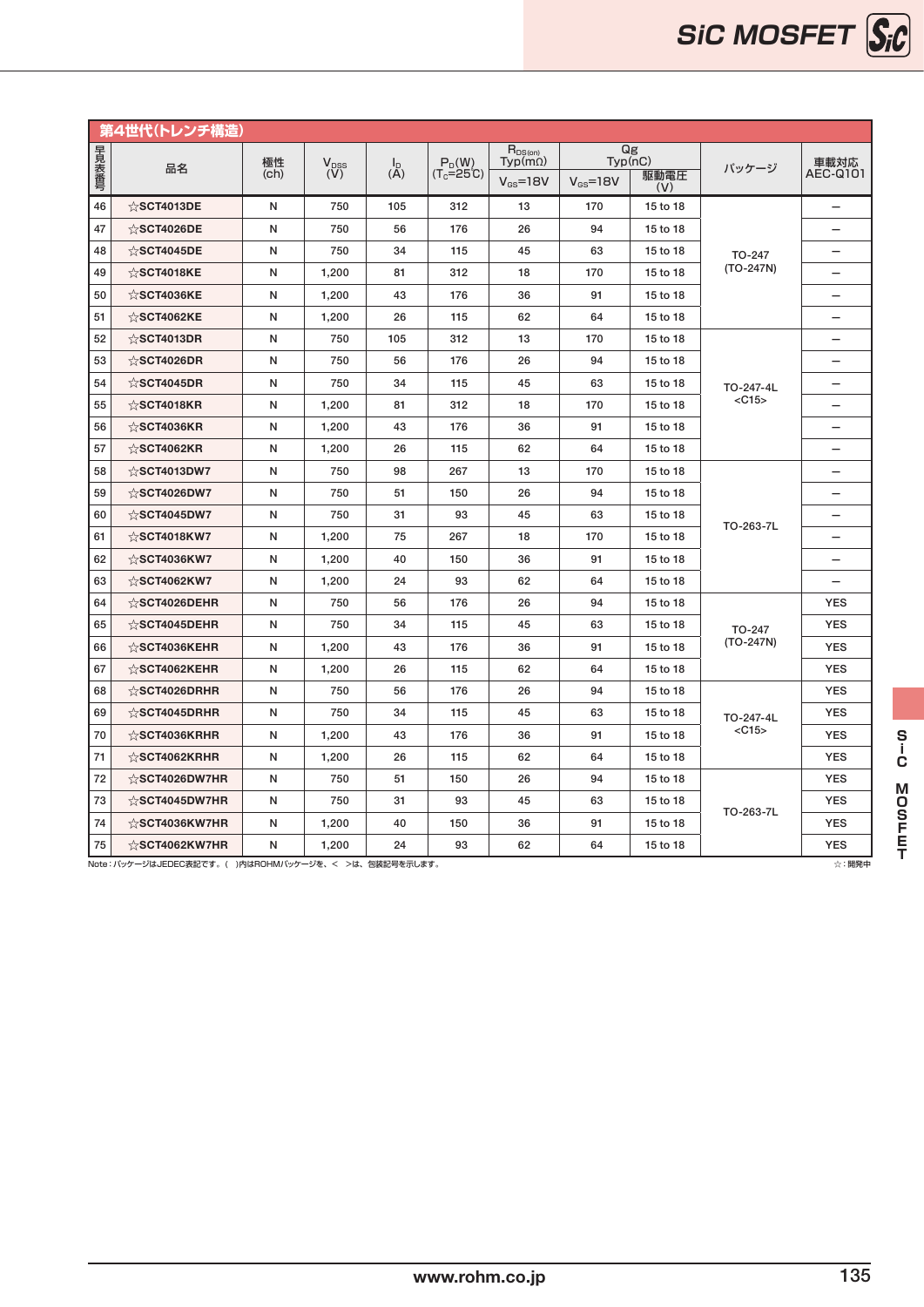## 第4世代(トレンチ構造)

| 早見表番号 | 品名 | 極性 (ch) | $V_{DSS}$ (V) | $I_D$ (A) | $P_D$(W) ($T_C$=25℃) | $R_{DS(on)}$ Typ(mΩ) | Qg Typ(nC) | | パッケージ | 車載対応 AEC-Q101 |
|---|---|---|---|---|---|---|---|---|---|---|
| | | | | | | $V_{GS}$=18V | $V_{GS}$=18V | 駆動電圧 (V) | | |
| 46 | ☆SCT4013DE | N | 750 | 105 | 312 | 13 | 170 | 15 to 18 | TO-247 (TO-247N) | – |
| 47 | ☆SCT4026DE | N | 750 | 56 | 176 | 26 | 94 | 15 to 18 | TO-247 (TO-247N) | – |
| 48 | ☆SCT4045DE | N | 750 | 34 | 115 | 45 | 63 | 15 to 18 | TO-247 (TO-247N) | – |
| 49 | ☆SCT4018KE | N | 1,200 | 81 | 312 | 18 | 170 | 15 to 18 | TO-247 (TO-247N) | – |
| 50 | ☆SCT4036KE | N | 1,200 | 43 | 176 | 36 | 91 | 15 to 18 | TO-247 (TO-247N) | – |
| 51 | ☆SCT4062KE | N | 1,200 | 26 | 115 | 62 | 64 | 15 to 18 | TO-247 (TO-247N) | – |
| 52 | ☆SCT4013DR | N | 750 | 105 | 312 | 13 | 170 | 15 to 18 | TO-247-4L <C15> | – |
| 53 | ☆SCT4026DR | N | 750 | 56 | 176 | 26 | 94 | 15 to 18 | TO-247-4L <C15> | – |
| 54 | ☆SCT4045DR | N | 750 | 34 | 115 | 45 | 63 | 15 to 18 | TO-247-4L <C15> | – |
| 55 | ☆SCT4018KR | N | 1,200 | 81 | 312 | 18 | 170 | 15 to 18 | TO-247-4L <C15> | – |
| 56 | ☆SCT4036KR | N | 1,200 | 43 | 176 | 36 | 91 | 15 to 18 | TO-247-4L <C15> | – |
| 57 | ☆SCT4062KR | N | 1,200 | 26 | 115 | 62 | 64 | 15 to 18 | TO-247-4L <C15> | – |
| 58 | ☆SCT4013DW7 | N | 750 | 98 | 267 | 13 | 170 | 15 to 18 | TO-263-7L | – |
| 59 | ☆SCT4026DW7 | N | 750 | 51 | 150 | 26 | 94 | 15 to 18 | TO-263-7L | – |
| 60 | ☆SCT4045DW7 | N | 750 | 31 | 93 | 45 | 63 | 15 to 18 | TO-263-7L | – |
| 61 | ☆SCT4018KW7 | N | 1,200 | 75 | 267 | 18 | 170 | 15 to 18 | TO-263-7L | – |
| 62 | ☆SCT4036KW7 | N | 1,200 | 40 | 150 | 36 | 91 | 15 to 18 | TO-263-7L | – |
| 63 | ☆SCT4062KW7 | N | 1,200 | 24 | 93 | 62 | 64 | 15 to 18 | TO-263-7L | – |
| 64 | ☆SCT4026DEHR | N | 750 | 56 | 176 | 26 | 94 | 15 to 18 | TO-247 (TO-247N) | YES |
| 65 | ☆SCT4045DEHR | N | 750 | 34 | 115 | 45 | 63 | 15 to 18 | TO-247 (TO-247N) | YES |
| 66 | ☆SCT4036KEHR | N | 1,200 | 43 | 176 | 36 | 91 | 15 to 18 | TO-247 (TO-247N) | YES |
| 67 | ☆SCT4062KEHR | N | 1,200 | 26 | 115 | 62 | 64 | 15 to 18 | TO-247 (TO-247N) | YES |
| 68 | ☆SCT4026DRHR | N | 750 | 56 | 176 | 26 | 94 | 15 to 18 | TO-247-4L <C15> | YES |
| 69 | ☆SCT4045DRHR | N | 750 | 34 | 115 | 45 | 63 | 15 to 18 | TO-247-4L <C15> | YES |
| 70 | ☆SCT4036KRHR | N | 1,200 | 43 | 176 | 36 | 91 | 15 to 18 | TO-247-4L <C15> | YES |
| 71 | ☆SCT4062KRHR | N | 1,200 | 26 | 115 | 62 | 64 | 15 to 18 | TO-247-4L <C15> | YES |
| 72 | ☆SCT4026DW7HR | N | 750 | 51 | 150 | 26 | 94 | 15 to 18 | TO-263-7L | YES |
| 73 | ☆SCT4045DW7HR | N | 750 | 31 | 93 | 45 | 63 | 15 to 18 | TO-263-7L | YES |
| 74 | ☆SCT4036KW7HR | N | 1,200 | 40 | 150 | 36 | 91 | 15 to 18 | TO-263-7L | YES |
| 75 | ☆SCT4062KW7HR | N | 1,200 | 24 | 93 | 62 | 64 | 15 to 18 | TO-263-7L | YES |

Note：パッケージはJEDEC表記です。( )内はROHMパッケージを、< >は、包装記号を示します。

☆：開発中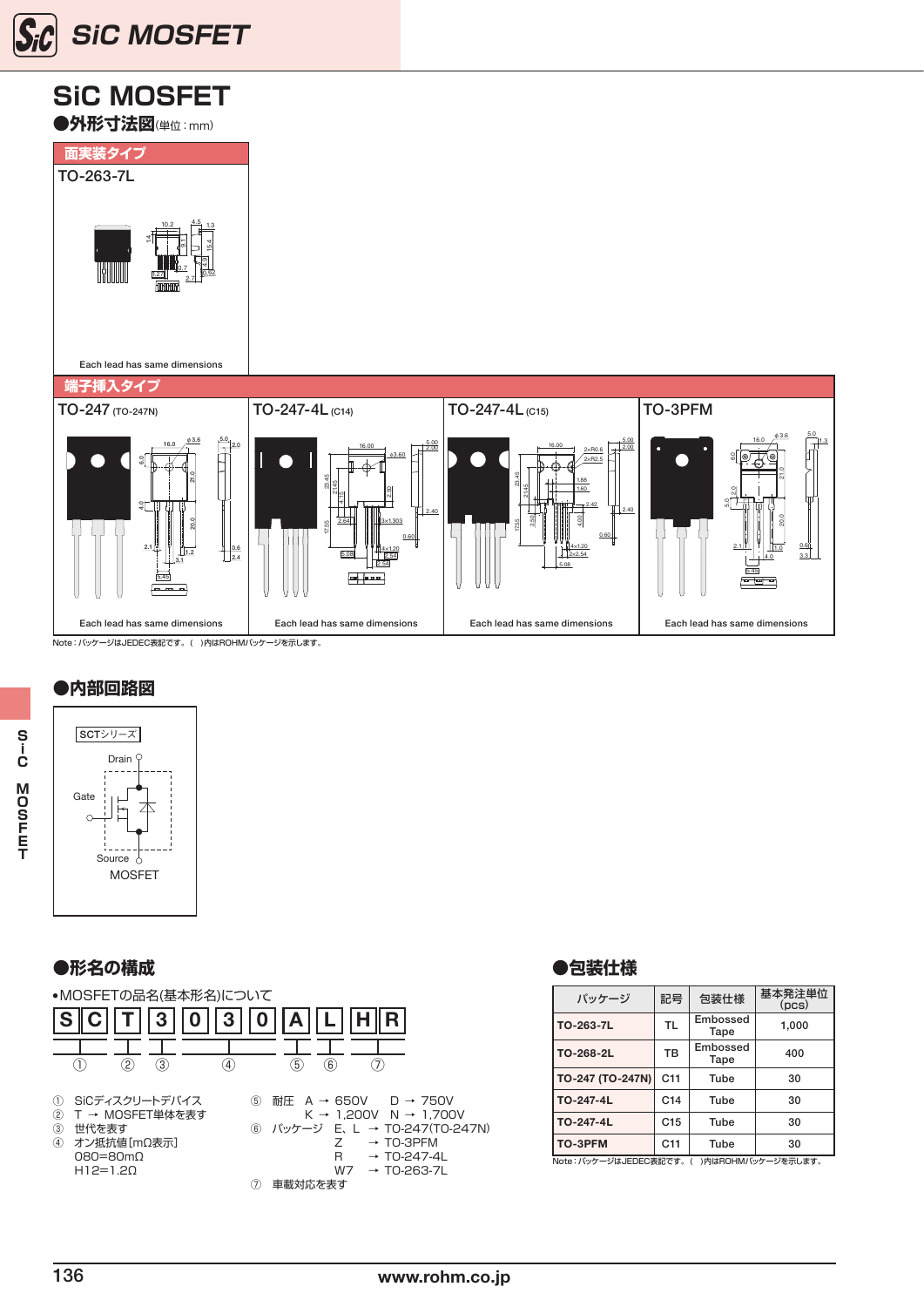# SiC MOSFET

## ●外形寸法図(単位：mm)

### 面実装タイプ

TO-263-7L

10.2
4.5
1.3
15.4
0.7
2.7
0.62

Each lead has same dimensions

### 端子挿入タイプ

TO-247 (TO-247N)

16.0
φ3.6
5.0
2.0
6.0
21.0
4.0
20.0
2.1
1.2
3.1
0.6
2.4
5.45

Each lead has same dimensions

TO-247-4L (C14)

16.00
φ3.60
5.00
2.00
23.45
21.45
2.50
17.55
2.64
3×1.303
2.40
0.60
5.08
4×1.20
2.54
2.54

Each lead has same dimensions

TO-247-4L (C15)

16.00
2×R0.6
2×R2.5
5.00
2.00
23.45
21.45
1.88
1.60
2.42
2.40
17.55
2.50
4.00
0.60
4×1.20
2×2.54
5.08

Each lead has same dimensions

TO-3PFM

16.0
φ3.6
5.0
1.3
6.0
21.0
5.0
2.0
20.0
2.1
1.0
4.0
0.6
3.3
5.45

Each lead has same dimensions

Note：パッケージはJEDEC表記です。( )内はROHMパッケージを示します。

## ●内部回路図

SCTシリーズ

Drain

Gate

Source

MOSFET

## ●形名の構成

•MOSFETの品名(基本形名)について

S C T 3 0 3 0 A L H R

① ② ③ ④ ⑤ ⑥ ⑦

① SiCディスクリートデバイス
② T → MOSFET単体を表す
③ 世代を表す
④ オン抵抗値[mΩ表示]
 080=80mΩ
 H12=1.2Ω
⑤ 耐圧 A → 650V D → 750V
 K → 1,200V N → 1,700V
⑥ パッケージ E、L → TO-247(TO-247N)
 Z → TO-3PFM
 R → TO-247-4L
 W7 → TO-263-7L
⑦ 車載対応を表す

## ●包装仕様

| パッケージ | 記号 | 包装仕様 | 基本発注単位 (pcs) |
|---|---|---|---|
| TO-263-7L | TL | Embossed Tape | 1,000 |
| TO-268-2L | TB | Embossed Tape | 400 |
| TO-247 (TO-247N) | C11 | Tube | 30 |
| TO-247-4L | C14 | Tube | 30 |
| TO-247-4L | C15 | Tube | 30 |
| TO-3PFM | C11 | Tube | 30 |

Note：パッケージはJEDEC表記です。( )内はROHMパッケージを示します。